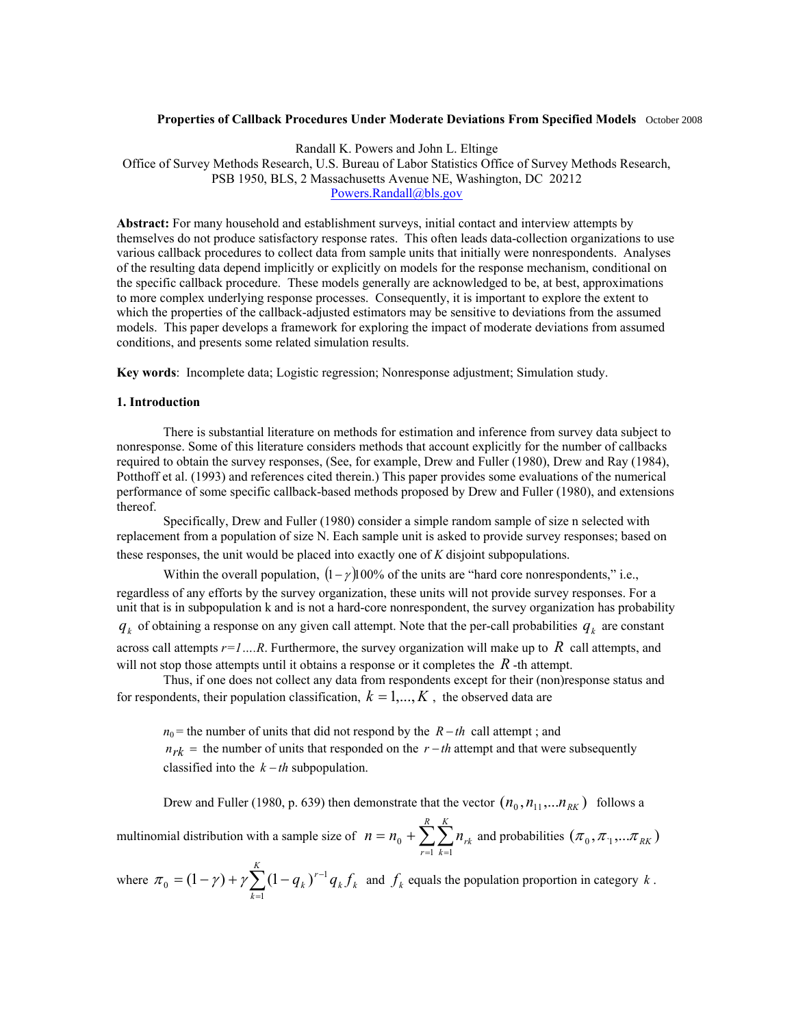**Properties of Callback Procedures Under Moderate Deviations From Specified Models** October 2008

Randall K. Powers and John L. Eltinge
Office of Survey Methods Research, U.S. Bureau of Labor Statistics Office of Survey Methods Research, PSB 1950, BLS, 2 Massachusetts Avenue NE, Washington, DC 20212
Powers.Randall@bls.gov

**Abstract:** For many household and establishment surveys, initial contact and interview attempts by themselves do not produce satisfactory response rates. This often leads data-collection organizations to use various callback procedures to collect data from sample units that initially were nonrespondents. Analyses of the resulting data depend implicitly or explicitly on models for the response mechanism, conditional on the specific callback procedure. These models generally are acknowledged to be, at best, approximations to more complex underlying response processes. Consequently, it is important to explore the extent to which the properties of the callback-adjusted estimators may be sensitive to deviations from the assumed models. This paper develops a framework for exploring the impact of moderate deviations from assumed conditions, and presents some related simulation results.

**Key words**: Incomplete data; Logistic regression; Nonresponse adjustment; Simulation study.

## 1. Introduction

There is substantial literature on methods for estimation and inference from survey data subject to nonresponse. Some of this literature considers methods that account explicitly for the number of callbacks required to obtain the survey responses, (See, for example, Drew and Fuller (1980), Drew and Ray (1984), Potthoff et al. (1993) and references cited therein.) This paper provides some evaluations of the numerical performance of some specific callback-based methods proposed by Drew and Fuller (1980), and extensions thereof.

Specifically, Drew and Fuller (1980) consider a simple random sample of size n selected with replacement from a population of size N. Each sample unit is asked to provide survey responses; based on these responses, the unit would be placed into exactly one of $K$ disjoint subpopulations.

Within the overall population, $(1-\gamma)100\%$ of the units are "hard core nonrespondents," i.e., regardless of any efforts by the survey organization, these units will not provide survey responses. For a unit that is in subpopulation k and is not a hard-core nonrespondent, the survey organization has probability $q_k$ of obtaining a response on any given call attempt. Note that the per-call probabilities $q_k$ are constant across call attempts *r=1….R*. Furthermore, the survey organization will make up to $R$ call attempts, and will not stop those attempts until it obtains a response or it completes the $R$-th attempt.

Thus, if one does not collect any data from respondents except for their (non)response status and for respondents, their population classification, $k = 1,...,K$, the observed data are

$n_0$ = the number of units that did not respond by the $R-th$ call attempt ; and
$n_{rk}$ = the number of units that responded on the $r-th$ attempt and that were subsequently classified into the $k-th$ subpopulation.

Drew and Fuller (1980, p. 639) then demonstrate that the vector $(n_0, n_{11},...n_{RK})$ follows a multinomial distribution with a sample size of $n = n_0 + \sum_{r=1}^{R}\sum_{k=1}^{K} n_{rk}$ and probabilities $(\pi_0, \pi_{\cdot 1},...\pi_{RK})$ where $\pi_0 = (1-\gamma) + \gamma\sum_{k=1}^{K}(1-q_k)^{r-1} q_k f_k$ and $f_k$ equals the population proportion in category $k$.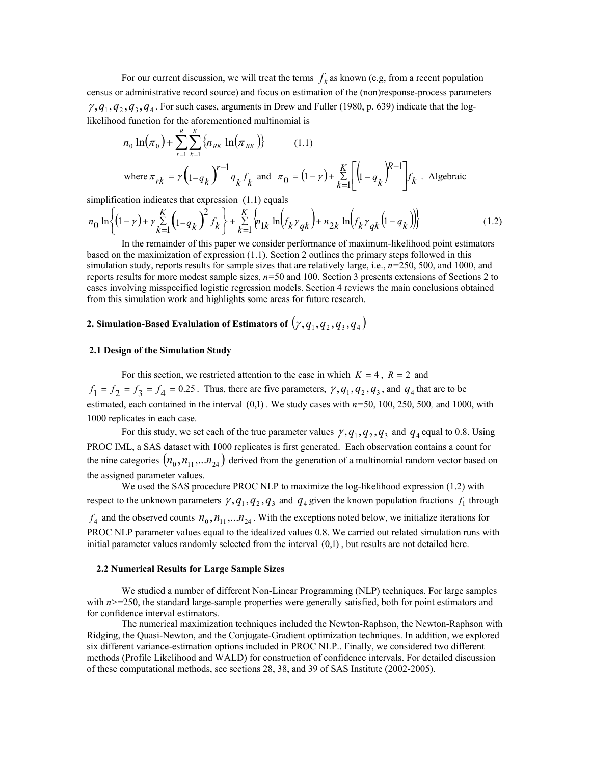For our current discussion, we will treat the terms $f_k$ as known (e.g, from a recent population census or administrative record source) and focus on estimation of the (non)response-process parameters $\gamma, q_1, q_2, q_3, q_4$. For such cases, arguments in Drew and Fuller (1980, p. 639) indicate that the log-likelihood function for the aforementioned multinomial is

$$n_0 \ln(\pi_0) + \sum_{r=1}^{R} \sum_{k=1}^{K} \{n_{RK} \ln(\pi_{RK})\} \qquad (1.1)$$

where $\pi_{rk} = \gamma \left(1 - q_k\right)^{r-1} q_k f_k$ and $\pi_0 = (1-\gamma) + \sum_{k=1}^{K} \left[\left(1 - q_k\right)^{R-1}\right] f_k$ . Algebraic simplification indicates that expression (1.1) equals

$$n_0 \ln\left\{(1-\gamma) + \gamma \sum_{k=1}^{K} \left(1 - q_k\right)^2 f_k\right\} + \sum_{k=1}^{K} \left\{n_{1k} \ln\left(f_k \gamma_{qk}\right) + n_{2k} \ln\left(f_k \gamma_{qk}\left(1 - q_k\right)\right)\right\} \qquad (1.2)$$

In the remainder of this paper we consider performance of maximum-likelihood point estimators based on the maximization of expression (1.1). Section 2 outlines the primary steps followed in this simulation study, reports results for sample sizes that are relatively large, i.e., $n$=250, 500, and 1000, and reports results for more modest sample sizes, $n$=50 and 100. Section 3 presents extensions of Sections 2 to cases involving misspecified logistic regression models. Section 4 reviews the main conclusions obtained from this simulation work and highlights some areas for future research.

## 2. Simulation-Based Evalulation of Estimators of $(\gamma, q_1, q_2, q_3, q_4)$

### 2.1 Design of the Simulation Study

For this section, we restricted attention to the case in which $K = 4$ , $R = 2$ and $f_1 = f_2 = f_3 = f_4 = 0.25$ . Thus, there are five parameters, $\gamma, q_1, q_2, q_3$, and $q_4$ that are to be estimated, each contained in the interval $(0,1)$ . We study cases with $n$=50, 100, 250, 500, and 1000, with 1000 replicates in each case.

For this study, we set each of the true parameter values $\gamma, q_1, q_2, q_3$ and $q_4$ equal to 0.8. Using PROC IML, a SAS dataset with 1000 replicates is first generated. Each observation contains a count for the nine categories $(n_0, n_{11}, \ldots n_{24})$ derived from the generation of a multinomial random vector based on the assigned parameter values.

We used the SAS procedure PROC NLP to maximize the log-likelihood expression (1.2) with respect to the unknown parameters $\gamma, q_1, q_2, q_3$ and $q_4$ given the known population fractions $f_1$ through $f_4$ and the observed counts $n_0, n_{11}, \ldots n_{24}$. With the exceptions noted below, we initialize iterations for PROC NLP parameter values equal to the idealized values 0.8. We carried out related simulation runs with initial parameter values randomly selected from the interval $(0,1)$ , but results are not detailed here.

### 2.2 Numerical Results for Large Sample Sizes

We studied a number of different Non-Linear Programming (NLP) techniques. For large samples with $n$>=250, the standard large-sample properties were generally satisfied, both for point estimators and for confidence interval estimators.

The numerical maximization techniques included the Newton-Raphson, the Newton-Raphson with Ridging, the Quasi-Newton, and the Conjugate-Gradient optimization techniques. In addition, we explored six different variance-estimation options included in PROC NLP.. Finally, we considered two different methods (Profile Likelihood and WALD) for construction of confidence intervals. For detailed discussion of these computational methods, see sections 28, 38, and 39 of SAS Institute (2002-2005).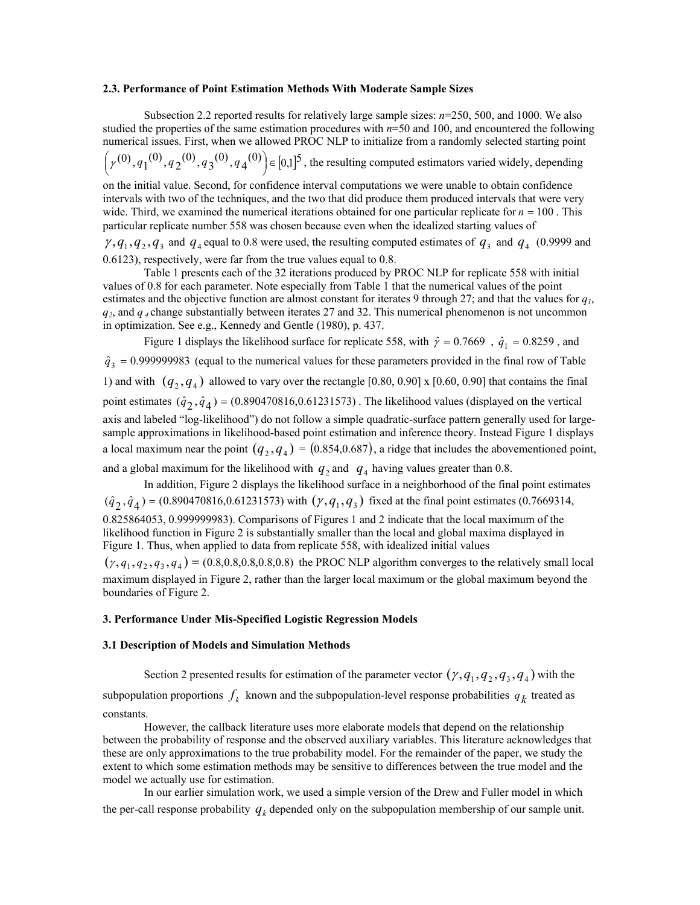### 2.3. Performance of Point Estimation Methods With Moderate Sample Sizes

Subsection 2.2 reported results for relatively large sample sizes: $n$=250, 500, and 1000. We also studied the properties of the same estimation procedures with $n$=50 and 100, and encountered the following numerical issues. First, when we allowed PROC NLP to initialize from a randomly selected starting point $\left(\gamma^{(0)}, q_1^{(0)}, q_2^{(0)}, q_3^{(0)}, q_4^{(0)}\right) \in [0,1]^5$, the resulting computed estimators varied widely, depending on the initial value. Second, for confidence interval computations we were unable to obtain confidence intervals with two of the techniques, and the two that did produce them produced intervals that were very wide. Third, we examined the numerical iterations obtained for one particular replicate for $n = 100$. This particular replicate number 558 was chosen because even when the idealized starting values of $\gamma, q_1, q_2, q_3$ and $q_4$ equal to 0.8 were used, the resulting computed estimates of $q_3$ and $q_4$ (0.9999 and 0.6123), respectively, were far from the true values equal to 0.8.

Table 1 presents each of the 32 iterations produced by PROC NLP for replicate 558 with initial values of 0.8 for each parameter. Note especially from Table 1 that the numerical values of the point estimates and the objective function are almost constant for iterates 9 through 27; and that the values for $q_1$, $q_2$, and $q_4$ change substantially between iterates 27 and 32. This numerical phenomenon is not uncommon in optimization. See e.g., Kennedy and Gentle (1980), p. 437.

Figure 1 displays the likelihood surface for replicate 558, with $\hat{\gamma} = 0.7669$ , $\hat{q}_1 = 0.8259$ , and $\hat{q}_3 = 0.999999983$ (equal to the numerical values for these parameters provided in the final row of Table 1) and with $(q_2, q_4)$ allowed to vary over the rectangle [0.80, 0.90] x [0.60, 0.90] that contains the final point estimates $(\hat{q}_2, \hat{q}_4) = (0.890470816, 0.61231573)$. The likelihood values (displayed on the vertical axis and labeled "log-likelihood") do not follow a simple quadratic-surface pattern generally used for large-sample approximations in likelihood-based point estimation and inference theory. Instead Figure 1 displays a local maximum near the point $(q_2, q_4) = (0.854, 0.687)$, a ridge that includes the abovementioned point, and a global maximum for the likelihood with $q_2$ and $q_4$ having values greater than 0.8.

In addition, Figure 2 displays the likelihood surface in a neighborhood of the final point estimates $(\hat{q}_2, \hat{q}_4) = (0.890470816, 0.61231573)$ with $(\gamma, q_1, q_3)$ fixed at the final point estimates (0.7669314, 0.825864053, 0.999999983). Comparisons of Figures 1 and 2 indicate that the local maximum of the likelihood function in Figure 2 is substantially smaller than the local and global maxima displayed in Figure 1. Thus, when applied to data from replicate 558, with idealized initial values $(\gamma, q_1, q_2, q_3, q_4) = (0.8, 0.8, 0.8, 0.8, 0.8)$ the PROC NLP algorithm converges to the relatively small local maximum displayed in Figure 2, rather than the larger local maximum or the global maximum beyond the boundaries of Figure 2.

## 3. Performance Under Mis-Specified Logistic Regression Models

### 3.1 Description of Models and Simulation Methods

Section 2 presented results for estimation of the parameter vector $(\gamma, q_1, q_2, q_3, q_4)$ with the subpopulation proportions $f_k$ known and the subpopulation-level response probabilities $q_k$ treated as constants.

However, the callback literature uses more elaborate models that depend on the relationship between the probability of response and the observed auxiliary variables. This literature acknowledges that these are only approximations to the true probability model. For the remainder of the paper, we study the extent to which some estimation methods may be sensitive to differences between the true model and the model we actually use for estimation.

In our earlier simulation work, we used a simple version of the Drew and Fuller model in which the per-call response probability $q_k$ depended only on the subpopulation membership of our sample unit.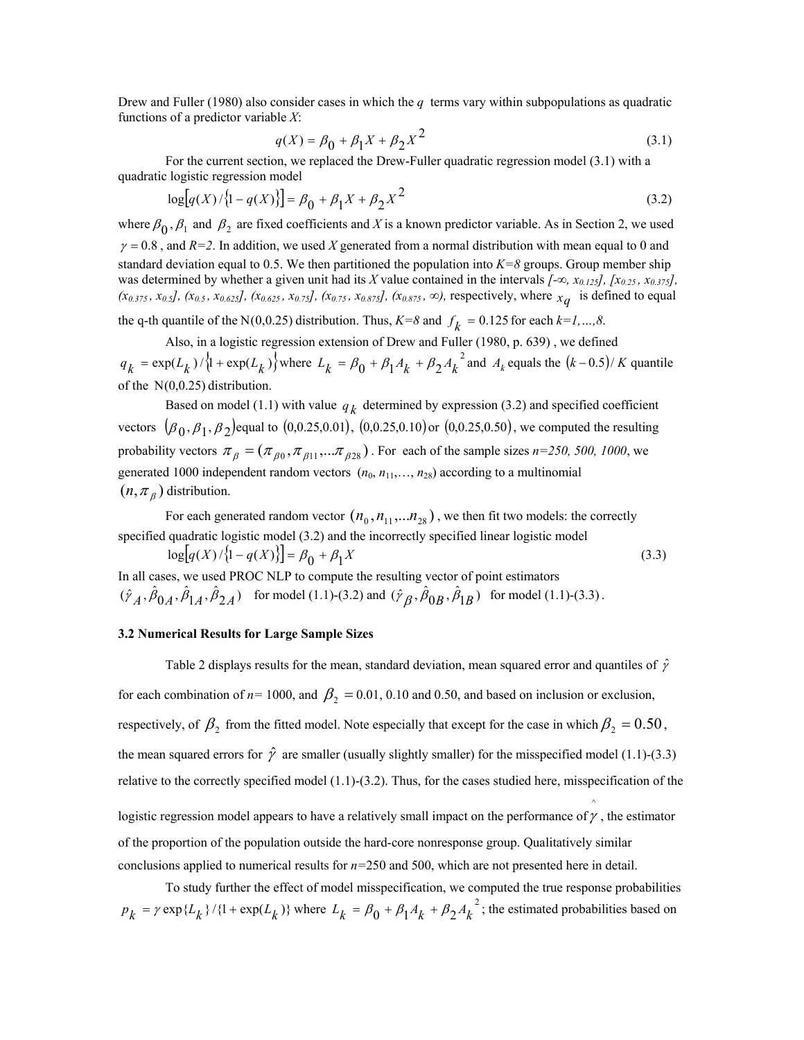Drew and Fuller (1980) also consider cases in which the $q$ terms vary within subpopulations as quadratic functions of a predictor variable $X$:

$$q(X) = \beta_0 + \beta_1 X + \beta_2 X^2 \tag{3.1}$$

For the current section, we replaced the Drew-Fuller quadratic regression model (3.1) with a quadratic logistic regression model

$$\log\left[q(X)/\{1 - q(X)\}\right] = \beta_0 + \beta_1 X + \beta_2 X^2 \tag{3.2}$$

where $\beta_0, \beta_1$ and $\beta_2$ are fixed coefficients and $X$ is a known predictor variable. As in Section 2, we used $\gamma = 0.8$, and $R=2$. In addition, we used $X$ generated from a normal distribution with mean equal to 0 and standard deviation equal to 0.5. We then partitioned the population into $K=8$ groups. Group member ship was determined by whether a given unit had its $X$ value contained in the intervals $[-\infty, x_{0.125}]$, $[x_{0.25}, x_{0.375}]$, $(x_{0.375}, x_{0.5}]$, $(x_{0.5}, x_{0.625}]$, $(x_{0.625}, x_{0.75}]$, $(x_{0.75}, x_{0.875}]$, $(x_{0.875}, \infty)$, respectively, where $x_q$ is defined to equal the q-th quantile of the N(0,0.25) distribution. Thus, $K=8$ and $f_k = 0.125$ for each $k=1,\ldots,8$.

Also, in a logistic regression extension of Drew and Fuller (1980, p. 639), we defined $q_k = \exp(L_k)/\{1 + \exp(L_k)\}$ where $L_k = \beta_0 + \beta_1 A_k + \beta_2 A_k^2$ and $A_k$ equals the $(k - 0.5)/K$ quantile of the N(0,0.25) distribution.

Based on model (1.1) with value $q_k$ determined by expression (3.2) and specified coefficient vectors $(\beta_0, \beta_1, \beta_2)$ equal to $(0,0.25,0.01)$, $(0,0.25,0.10)$ or $(0,0.25,0.50)$, we computed the resulting probability vectors $\pi_\beta = (\pi_{\beta 0}, \pi_{\beta 11}, \ldots \pi_{\beta 28})$. For each of the sample sizes $n=250, 500, 1000$, we generated 1000 independent random vectors $(n_0, n_{11}, \ldots, n_{28})$ according to a multinomial $(n, \pi_\beta)$ distribution.

For each generated random vector $(n_0, n_{11}, \ldots n_{28})$, we then fit two models: the correctly specified quadratic logistic model (3.2) and the incorrectly specified linear logistic model

$$\log\left[q(X)/\{1 - q(X)\}\right] = \beta_0 + \beta_1 X \tag{3.3}$$

In all cases, we used PROC NLP to compute the resulting vector of point estimators $(\hat{\gamma}_A, \hat{\beta}_{0A}, \hat{\beta}_{1A}, \hat{\beta}_{2A})$ for model (1.1)-(3.2) and $(\hat{\gamma}_\beta, \hat{\beta}_{0B}, \hat{\beta}_{1B})$ for model (1.1)-(3.3).

### 3.2 Numerical Results for Large Sample Sizes

Table 2 displays results for the mean, standard deviation, mean squared error and quantiles of $\hat{\gamma}$ for each combination of $n$= 1000, and $\beta_2 = 0.01$, 0.10 and 0.50, and based on inclusion or exclusion, respectively, of $\beta_2$ from the fitted model. Note especially that except for the case in which $\beta_2 = 0.50$, the mean squared errors for $\hat{\gamma}$ are smaller (usually slightly smaller) for the misspecified model (1.1)-(3.3) relative to the correctly specified model (1.1)-(3.2). Thus, for the cases studied here, misspecification of the logistic regression model appears to have a relatively small impact on the performance of $\hat{\gamma}$, the estimator of the proportion of the population outside the hard-core nonresponse group. Qualitatively similar conclusions applied to numerical results for $n$=250 and 500, which are not presented here in detail.

To study further the effect of model misspecification, we computed the true response probabilities $p_k = \gamma \exp\{L_k\}/\{1 + \exp(L_k)\}$ where $L_k = \beta_0 + \beta_1 A_k + \beta_2 A_k^2$; the estimated probabilities based on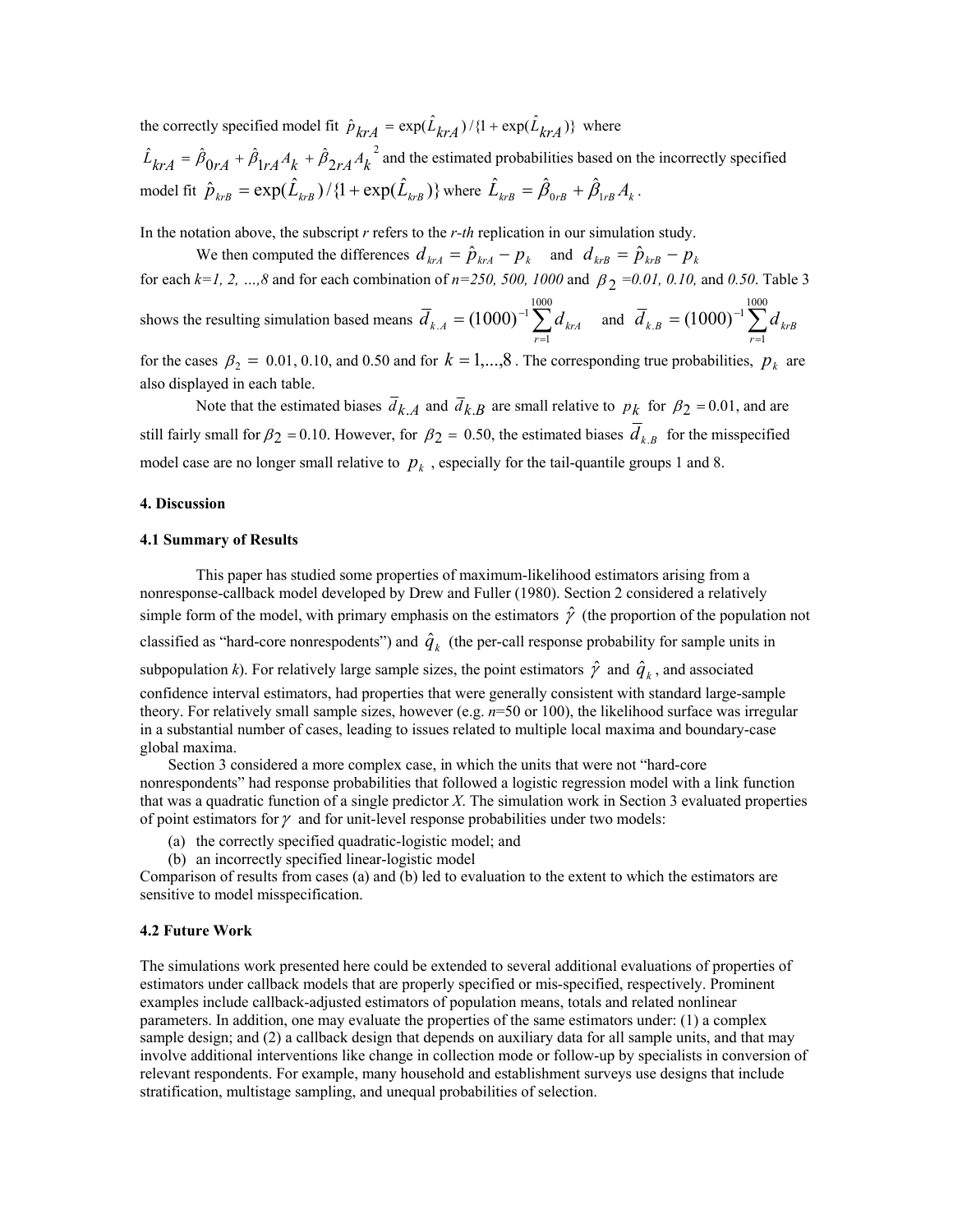the correctly specified model fit $\hat{p}_{krA} = \exp(\hat{L}_{krA})/\{1+\exp(\hat{L}_{krA})\}$ where $\hat{L}_{krA} = \hat{\beta}_{0rA} + \hat{\beta}_{1rA} A_k + \hat{\beta}_{2rA} A_k^{\,2}$ and the estimated probabilities based on the incorrectly specified model fit $\hat{p}_{krB} = \exp(\hat{L}_{krB})/\{1+\exp(\hat{L}_{krB})\}$ where $\hat{L}_{krB} = \hat{\beta}_{0rB} + \hat{\beta}_{1rB} A_k$.

In the notation above, the subscript *r* refers to the *r-th* replication in our simulation study.

We then computed the differences $d_{krA} = \hat{p}_{krA} - p_k$ and $d_{krB} = \hat{p}_{krB} - p_k$ for each *k=1, 2, …,8* and for each combination of *n=250, 500, 1000* and $\beta_2$ *=0.01, 0.10,* and *0.50*. Table 3 shows the resulting simulation based means $\bar{d}_{k.A} = (1000)^{-1}\sum_{r=1}^{1000} d_{krA}$ and $\bar{d}_{k.B} = (1000)^{-1}\sum_{r=1}^{1000} d_{krB}$ for the cases $\beta_2 =$ 0.01, 0.10, and 0.50 and for $k = 1,\ldots,8$. The corresponding true probabilities, $p_k$ are also displayed in each table.

Note that the estimated biases $\bar{d}_{k.A}$ and $\bar{d}_{k.B}$ are small relative to $p_k$ for $\beta_2 = 0.01$, and are still fairly small for $\beta_2 = 0.10$. However, for $\beta_2 =$ 0.50, the estimated biases $\bar{d}_{k.B}$ for the misspecified model case are no longer small relative to $p_k$, especially for the tail-quantile groups 1 and 8.

### 4. Discussion

### 4.1 Summary of Results

This paper has studied some properties of maximum-likelihood estimators arising from a nonresponse-callback model developed by Drew and Fuller (1980). Section 2 considered a relatively simple form of the model, with primary emphasis on the estimators $\hat{\gamma}$ (the proportion of the population not classified as "hard-core nonrespodents") and $\hat{q}_k$ (the per-call response probability for sample units in subpopulation *k*). For relatively large sample sizes, the point estimators $\hat{\gamma}$ and $\hat{q}_k$, and associated confidence interval estimators, had properties that were generally consistent with standard large-sample theory. For relatively small sample sizes, however (e.g. *n*=50 or 100), the likelihood surface was irregular in a substantial number of cases, leading to issues related to multiple local maxima and boundary-case global maxima.

Section 3 considered a more complex case, in which the units that were not "hard-core nonrespondents" had response probabilities that followed a logistic regression model with a link function that was a quadratic function of a single predictor *X*. The simulation work in Section 3 evaluated properties of point estimators for $\gamma$ and for unit-level response probabilities under two models:

(a) the correctly specified quadratic-logistic model; and
(b) an incorrectly specified linear-logistic model

Comparison of results from cases (a) and (b) led to evaluation to the extent to which the estimators are sensitive to model misspecification.

### 4.2 Future Work

The simulations work presented here could be extended to several additional evaluations of properties of estimators under callback models that are properly specified or mis-specified, respectively. Prominent examples include callback-adjusted estimators of population means, totals and related nonlinear parameters. In addition, one may evaluate the properties of the same estimators under: (1) a complex sample design; and (2) a callback design that depends on auxiliary data for all sample units, and that may involve additional interventions like change in collection mode or follow-up by specialists in conversion of relevant respondents. For example, many household and establishment surveys use designs that include stratification, multistage sampling, and unequal probabilities of selection.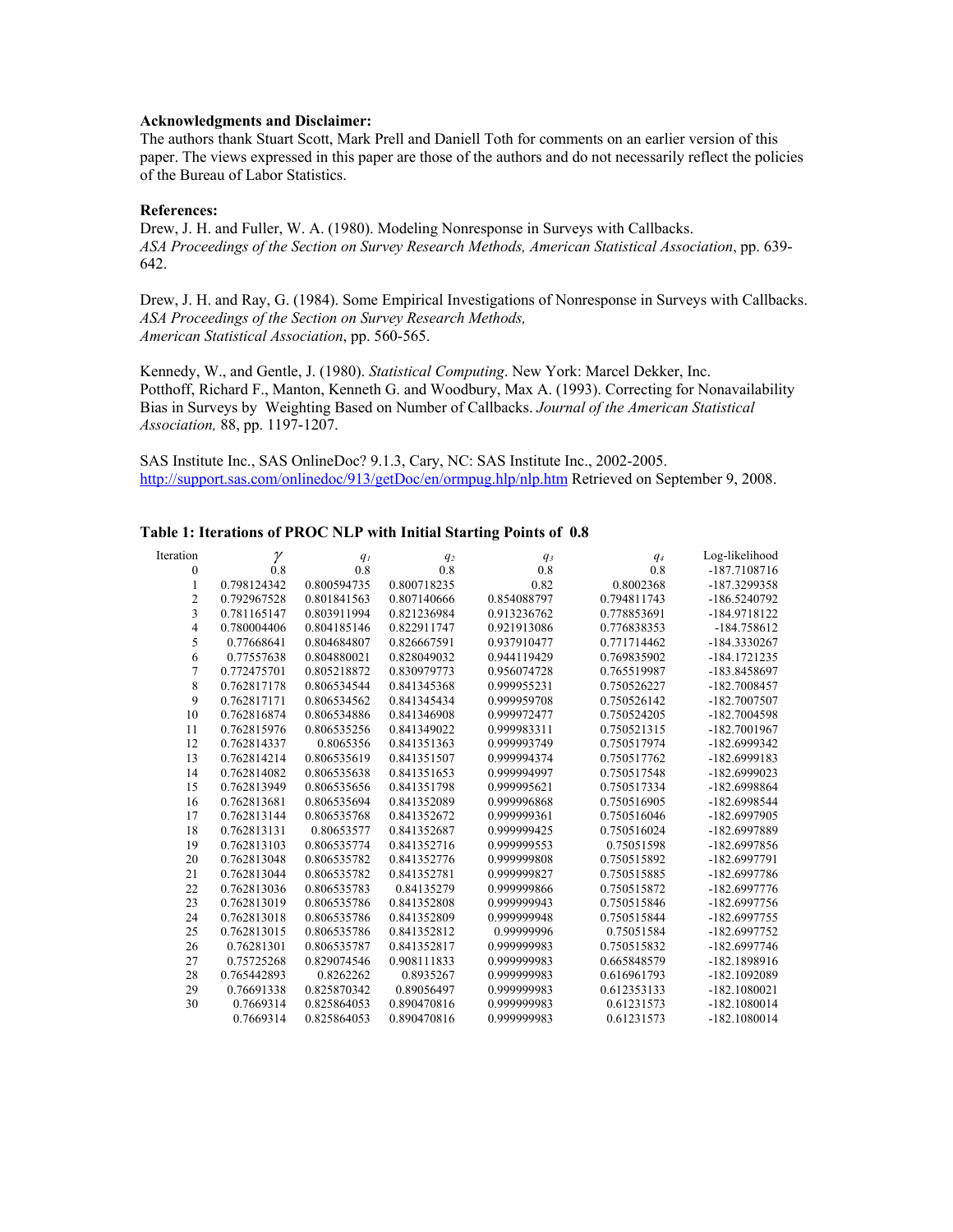**Acknowledgments and Disclaimer:**
The authors thank Stuart Scott, Mark Prell and Daniell Toth for comments on an earlier version of this paper. The views expressed in this paper are those of the authors and do not necessarily reflect the policies of the Bureau of Labor Statistics.

**References:**
Drew, J. H. and Fuller, W. A. (1980). Modeling Nonresponse in Surveys with Callbacks. *ASA Proceedings of the Section on Survey Research Methods, American Statistical Association*, pp. 639-642.

Drew, J. H. and Ray, G. (1984). Some Empirical Investigations of Nonresponse in Surveys with Callbacks. *ASA Proceedings of the Section on Survey Research Methods, American Statistical Association*, pp. 560-565.

Kennedy, W., and Gentle, J. (1980). *Statistical Computing*. New York: Marcel Dekker, Inc.
Potthoff, Richard F., Manton, Kenneth G. and Woodbury, Max A. (1993). Correcting for Nonavailability Bias in Surveys by Weighting Based on Number of Callbacks. *Journal of the American Statistical Association,* 88, pp. 1197-1207.

SAS Institute Inc., SAS OnlineDoc? 9.1.3, Cary, NC: SAS Institute Inc., 2002-2005. http://support.sas.com/onlinedoc/913/getDoc/en/ormpug.hlp/nlp.htm Retrieved on September 9, 2008.

**Table 1: Iterations of PROC NLP with Initial Starting Points of 0.8**

| Iteration | $\gamma$ | $q_1$ | $q_2$ | $q_3$ | $q_4$ | Log-likelihood |
|---|---|---|---|---|---|---|
| 0 | 0.8 | 0.8 | 0.8 | 0.8 | 0.8 | -187.7108716 |
| 1 | 0.798124342 | 0.800594735 | 0.800718235 | 0.82 | 0.8002368 | -187.3299358 |
| 2 | 0.792967528 | 0.801841563 | 0.807140666 | 0.854088797 | 0.794811743 | -186.5240792 |
| 3 | 0.781165147 | 0.803911994 | 0.821236984 | 0.913236762 | 0.778853691 | -184.9718122 |
| 4 | 0.780004406 | 0.804185146 | 0.822911747 | 0.921913086 | 0.776838353 | -184.758612 |
| 5 | 0.77668641 | 0.804684807 | 0.826667591 | 0.937910477 | 0.771714462 | -184.3330267 |
| 6 | 0.77557638 | 0.804880021 | 0.828049032 | 0.944119429 | 0.769835902 | -184.1721235 |
| 7 | 0.772475701 | 0.805218872 | 0.830979773 | 0.956074728 | 0.765519987 | -183.8458697 |
| 8 | 0.762817178 | 0.806534544 | 0.841345368 | 0.999955231 | 0.750526227 | -182.7008457 |
| 9 | 0.762817171 | 0.806534562 | 0.841345434 | 0.999959708 | 0.750526142 | -182.7007507 |
| 10 | 0.762816874 | 0.806534886 | 0.841346908 | 0.999972477 | 0.750524205 | -182.7004598 |
| 11 | 0.762815976 | 0.806535256 | 0.841349022 | 0.999983311 | 0.750521315 | -182.7001967 |
| 12 | 0.762814337 | 0.8065356 | 0.841351363 | 0.999993749 | 0.750517974 | -182.6999342 |
| 13 | 0.762814214 | 0.806535619 | 0.841351507 | 0.999994374 | 0.750517762 | -182.6999183 |
| 14 | 0.762814082 | 0.806535638 | 0.841351653 | 0.999994997 | 0.750517548 | -182.6999023 |
| 15 | 0.762813949 | 0.806535656 | 0.841351798 | 0.999995621 | 0.750517334 | -182.6998864 |
| 16 | 0.762813681 | 0.806535694 | 0.841352089 | 0.999996868 | 0.750516905 | -182.6998544 |
| 17 | 0.762813144 | 0.806535768 | 0.841352672 | 0.999999361 | 0.750516046 | -182.6997905 |
| 18 | 0.762813131 | 0.80653577 | 0.841352687 | 0.999999425 | 0.750516024 | -182.6997889 |
| 19 | 0.762813103 | 0.806535774 | 0.841352716 | 0.999999553 | 0.75051598 | -182.6997856 |
| 20 | 0.762813048 | 0.806535782 | 0.841352776 | 0.999999808 | 0.750515892 | -182.6997791 |
| 21 | 0.762813044 | 0.806535782 | 0.841352781 | 0.999999827 | 0.750515885 | -182.6997786 |
| 22 | 0.762813036 | 0.806535783 | 0.84135279 | 0.999999866 | 0.750515872 | -182.6997776 |
| 23 | 0.762813019 | 0.806535786 | 0.841352808 | 0.999999943 | 0.750515846 | -182.6997756 |
| 24 | 0.762813018 | 0.806535786 | 0.841352809 | 0.999999948 | 0.750515844 | -182.6997755 |
| 25 | 0.762813015 | 0.806535786 | 0.841352812 | 0.99999996 | 0.75051584 | -182.6997752 |
| 26 | 0.76281301 | 0.806535787 | 0.841352817 | 0.999999983 | 0.750515832 | -182.6997746 |
| 27 | 0.75725268 | 0.829074546 | 0.908111833 | 0.999999983 | 0.665848579 | -182.1898916 |
| 28 | 0.765442893 | 0.8262262 | 0.8935267 | 0.999999983 | 0.616961793 | -182.1092089 |
| 29 | 0.76691338 | 0.825870342 | 0.89056497 | 0.999999983 | 0.612353133 | -182.1080021 |
| 30 | 0.7669314 | 0.825864053 | 0.890470816 | 0.999999983 | 0.61231573 | -182.1080014 |
| | 0.7669314 | 0.825864053 | 0.890470816 | 0.999999983 | 0.61231573 | -182.1080014 |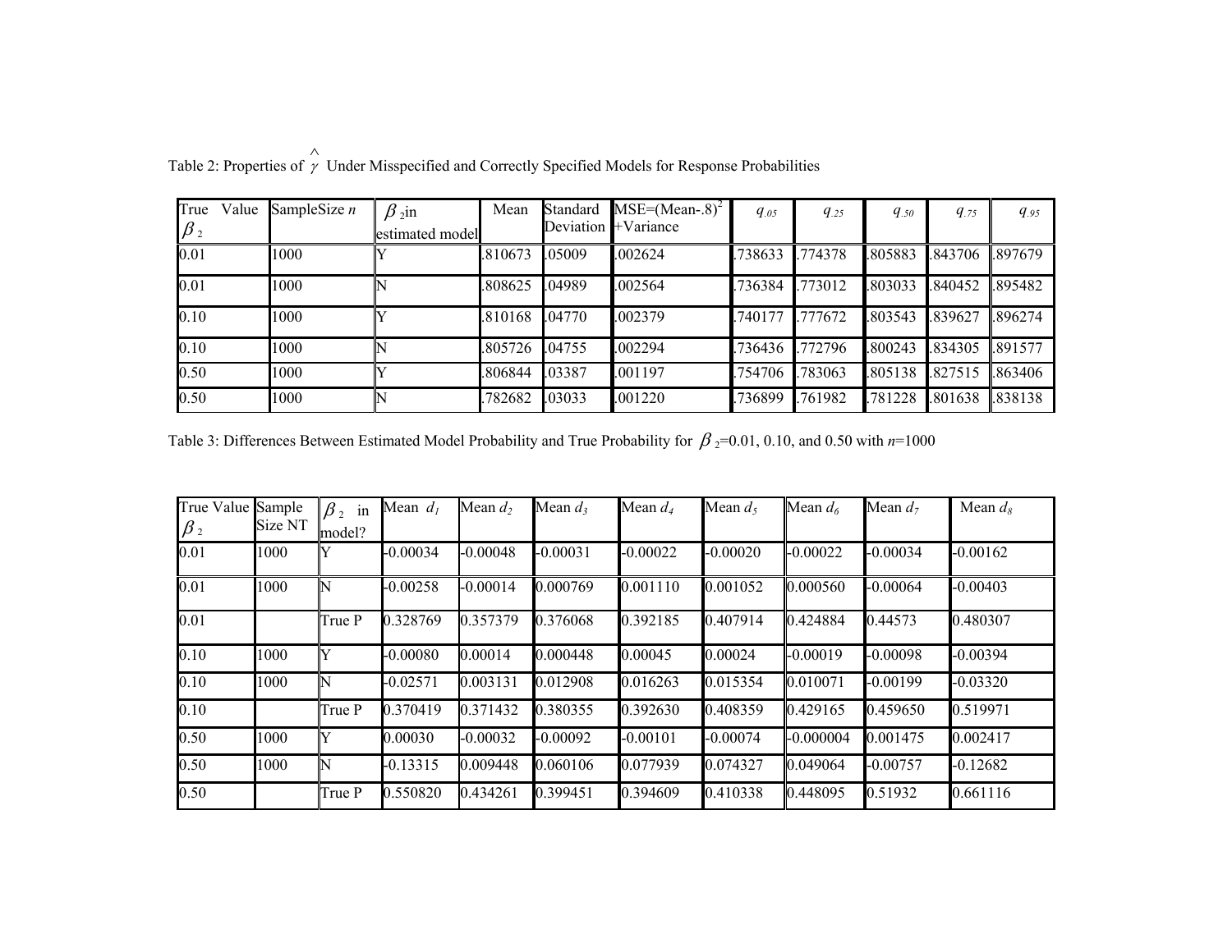Table 2: Properties of $\hat{\gamma}$ Under Misspecified and Correctly Specified Models for Response Probabilities

| True Value $\beta_2$ | SampleSize $n$ | $\beta_2$ in estimated model | Mean | Standard Deviation | MSE=(Mean-.8)$^2$ +Variance | $q_{.05}$ | $q_{.25}$ | $q_{.50}$ | $q_{.75}$ | $q_{.95}$ |
|---|---|---|---|---|---|---|---|---|---|---|
| 0.01 | 1000 | Y | .810673 | .05009 | .002624 | .738633 | .774378 | .805883 | .843706 | .897679 |
| 0.01 | 1000 | N | .808625 | .04989 | .002564 | .736384 | .773012 | .803033 | .840452 | .895482 |
| 0.10 | 1000 | Y | .810168 | .04770 | .002379 | .740177 | .777672 | .803543 | .839627 | .896274 |
| 0.10 | 1000 | N | .805726 | .04755 | .002294 | .736436 | .772796 | .800243 | .834305 | .891577 |
| 0.50 | 1000 | Y | .806844 | .03387 | .001197 | .754706 | .783063 | .805138 | .827515 | .863406 |
| 0.50 | 1000 | N | .782682 | .03033 | .001220 | .736899 | .761982 | .781228 | .801638 | .838138 |

Table 3: Differences Between Estimated Model Probability and True Probability for $\beta_2$=0.01, 0.10, and 0.50 with $n$=1000

| True Value $\beta_2$ | Sample Size NT | $\beta_2$ in model? | Mean $d_1$ | Mean $d_2$ | Mean $d_3$ | Mean $d_4$ | Mean $d_5$ | Mean $d_6$ | Mean $d_7$ | Mean $d_8$ |
|---|---|---|---|---|---|---|---|---|---|---|
| 0.01 | 1000 | Y | -0.00034 | -0.00048 | -0.00031 | -0.00022 | -0.00020 | -0.00022 | -0.00034 | -0.00162 |
| 0.01 | 1000 | N | -0.00258 | -0.00014 | 0.000769 | 0.001110 | 0.001052 | 0.000560 | -0.00064 | -0.00403 |
| 0.01 | | True P | 0.328769 | 0.357379 | 0.376068 | 0.392185 | 0.407914 | 0.424884 | 0.44573 | 0.480307 |
| 0.10 | 1000 | Y | -0.00080 | 0.00014 | 0.000448 | 0.00045 | 0.00024 | -0.00019 | -0.00098 | -0.00394 |
| 0.10 | 1000 | N | -0.02571 | 0.003131 | 0.012908 | 0.016263 | 0.015354 | 0.010071 | -0.00199 | -0.03320 |
| 0.10 | | True P | 0.370419 | 0.371432 | 0.380355 | 0.392630 | 0.408359 | 0.429165 | 0.459650 | 0.519971 |
| 0.50 | 1000 | Y | 0.00030 | -0.00032 | -0.00092 | -0.00101 | -0.00074 | -0.000004 | 0.001475 | 0.002417 |
| 0.50 | 1000 | N | -0.13315 | 0.009448 | 0.060106 | 0.077939 | 0.074327 | 0.049064 | -0.00757 | -0.12682 |
| 0.50 | | True P | 0.550820 | 0.434261 | 0.399451 | 0.394609 | 0.410338 | 0.448095 | 0.51932 | 0.661116 |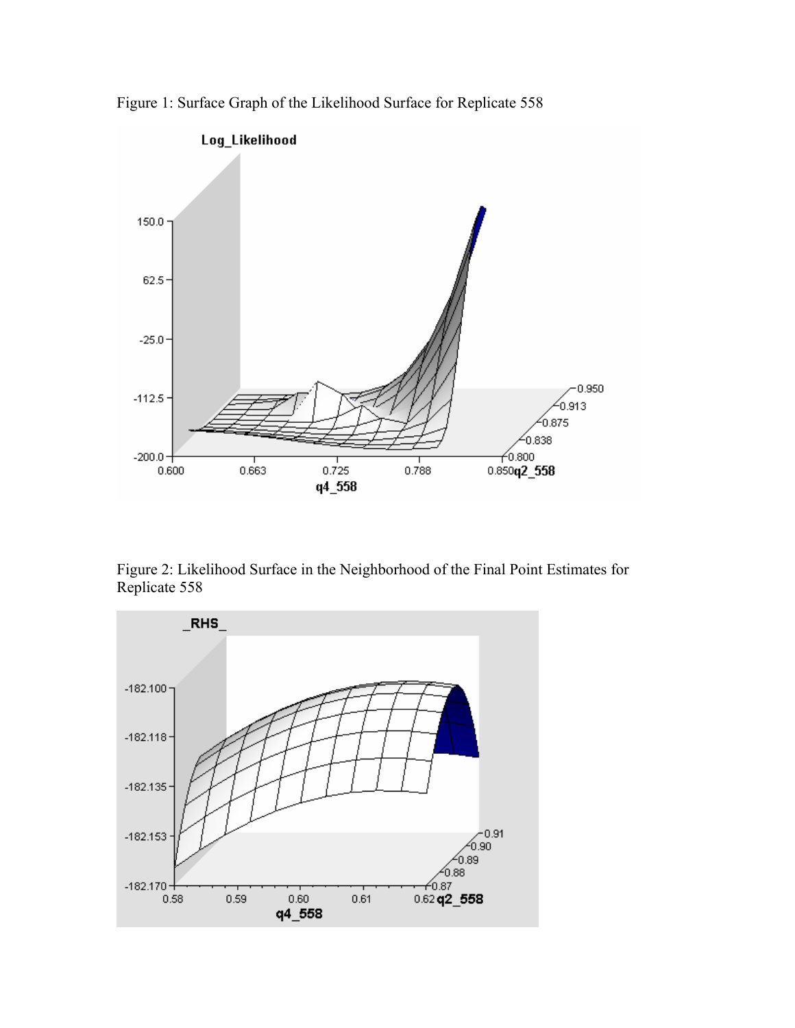Figure 1: Surface Graph of the Likelihood Surface for Replicate 558

Log_Likelihood

150.0
62.5
-25.0
-112.5
-200.0

0.600
0.663
0.725
0.788
0.850

q4_558

0.950
0.913
0.875
0.838
0.800

q2_558

Figure 2: Likelihood Surface in the Neighborhood of the Final Point Estimates for Replicate 558

_RHS_

-182.100
-182.118
-182.135
-182.153
-182.170

0.58
0.59
0.60
0.61
0.62

q4_558

0.91
0.90
0.89
0.88
0.87

q2_558